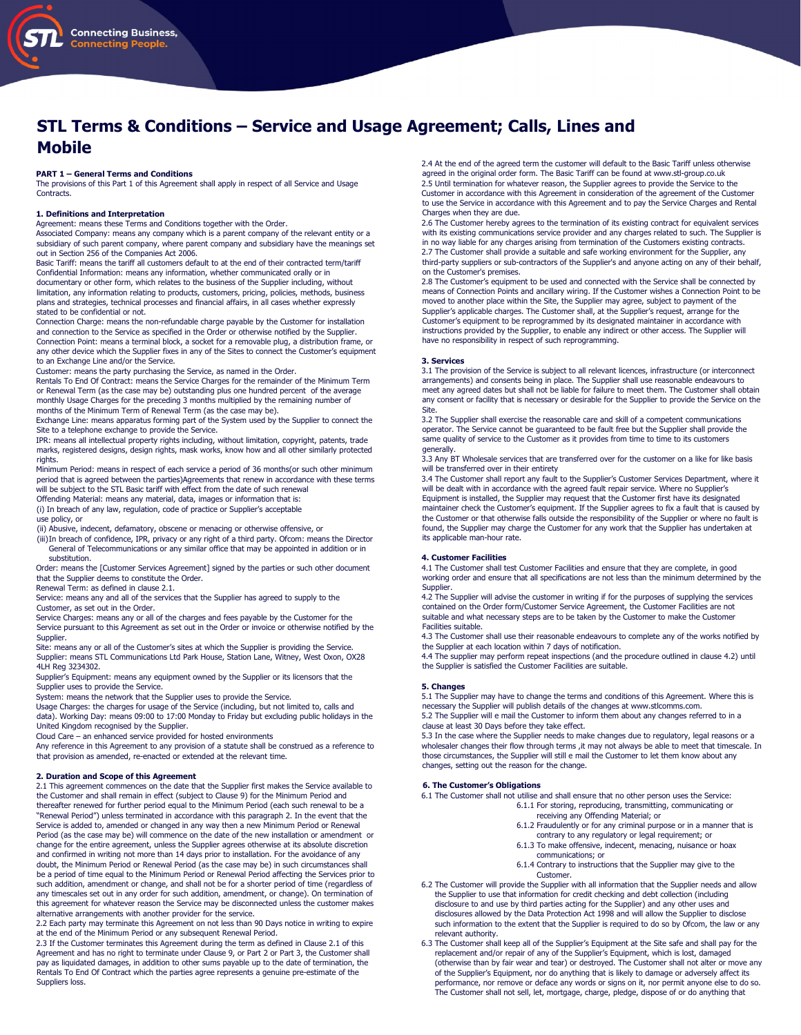# STL Terms & Conditions – Service and Usage Agreement; Calls, Lines and Mobile

**PART 1 – General Terms and Conditions**
The provisions of this Part 1 of this Agreement shall apply in respect of all Service and Usage Contracts.

**1. Definitions and Interpretation**

Agreement: means these Terms and Conditions together with the Order.
Associated Company: means any company which is a parent company of the relevant entity or a subsidiary of such parent company, where parent company and subsidiary have the meanings set out in Section 256 of the Companies Act 2006.
Basic Tariff: means the tariff all customers default to at the end of their contracted term/tariff
Confidential Information: means any information, whether communicated orally or in documentary or other form, which relates to the business of the Supplier including, without limitation, any information relating to products, customers, pricing, policies, methods, business plans and strategies, technical processes and financial affairs, in all cases whether expressly stated to be confidential or not.
Connection Charge: means the non-refundable charge payable by the Customer for installation and connection to the Service as specified in the Order or otherwise notified by the Supplier.
Connection Point: means a terminal block, a socket for a removable plug, a distribution frame, or any other device which the Supplier fixes in any of the Sites to connect the Customer's equipment to an Exchange Line and/or the Service.
Customer: means the party purchasing the Service, as named in the Order.
Rentals To End Of Contract: means the Service Charges for the remainder of the Minimum Term or Renewal Term (as the case may be) outstanding plus one hundred percent of the average monthly Usage Charges for the preceding 3 months multiplied by the remaining number of months of the Minimum Term of Renewal Term (as the case may be).
Exchange Line: means apparatus forming part of the System used by the Supplier to connect the Site to a telephone exchange to provide the Service.
IPR: means all intellectual property rights including, without limitation, copyright, patents, trade marks, registered designs, design rights, mask works, know how and all other similarly protected rights.
Minimum Period: means in respect of each service a period of 36 months(or such other minimum period that is agreed between the parties)Agreements that renew in accordance with these terms will be subject to the STL Basic tariff with effect from the date of such renewal
Offending Material: means any material, data, images or information that is:
(i) In breach of any law, regulation, code of practice or Supplier's acceptable use policy, or
(ii) Abusive, indecent, defamatory, obscene or menacing or otherwise offensive, or
(iii)In breach of confidence, IPR, privacy or any right of a third party. Ofcom: means the Director General of Telecommunications or any similar office that may be appointed in addition or in substitution.
Order: means the [Customer Services Agreement] signed by the parties or such other document that the Supplier deems to constitute the Order.
Renewal Term: as defined in clause 2.1.
Service: means any and all of the services that the Supplier has agreed to supply to the Customer, as set out in the Order.
Service Charges: means any or all of the charges and fees payable by the Customer for the Service pursuant to this Agreement as set out in the Order or invoice or otherwise notified by the Supplier.
Site: means any or all of the Customer's sites at which the Supplier is providing the Service.
Supplier: means STL Communications Ltd Park House, Station Lane, Witney, West Oxon, OX28 4LH Reg 3234302.
Supplier's Equipment: means any equipment owned by the Supplier or its licensors that the Supplier uses to provide the Service.
System: means the network that the Supplier uses to provide the Service.
Usage Charges: the charges for usage of the Service (including, but not limited to, calls and data). Working Day: means 09:00 to 17:00 Monday to Friday but excluding public holidays in the United Kingdom recognised by the Supplier.
Cloud Care – an enhanced service provided for hosted environments
Any reference in this Agreement to any provision of a statute shall be construed as a reference to that provision as amended, re-enacted or extended at the relevant time.

**2. Duration and Scope of this Agreement**

2.1 This agreement commences on the date that the Supplier first makes the Service available to the Customer and shall remain in effect (subject to Clause 9) for the Minimum Period and thereafter renewed for further period equal to the Minimum Period (each such renewal to be a "Renewal Period") unless terminated in accordance with this paragraph 2. In the event that the Service is added to, amended or changed in any way then a new Minimum Period or Renewal Period (as the case may be) will commence on the date of the new installation or amendment or change for the entire agreement, unless the Supplier agrees otherwise at its absolute discretion and confirmed in writing not more than 14 days prior to installation. For the avoidance of any doubt, the Minimum Period or Renewal Period (as the case may be) in such circumstances shall be a period of time equal to the Minimum Period or Renewal Period affecting the Services prior to such addition, amendment or change, and shall not be for a shorter period of time (regardless of any timescales set out in any order for such addition, amendment, or change). On termination of this agreement for whatever reason the Service may be disconnected unless the customer makes alternative arrangements with another provider for the service.
2.2 Each party may terminate this Agreement on not less than 90 Days notice in writing to expire at the end of the Minimum Period or any subsequent Renewal Period.
2.3 If the Customer terminates this Agreement during the term as defined in Clause 2.1 of this Agreement and has no right to terminate under Clause 9, or Part 2 or Part 3, the Customer shall pay as liquidated damages, in addition to other sums payable up to the date of termination, the Rentals To End Of Contract which the parties agree represents a genuine pre-estimate of the Suppliers loss.
2.4 At the end of the agreed term the customer will default to the Basic Tariff unless otherwise agreed in the original order form. The Basic Tariff can be found at www.stl-group.co.uk
2.5 Until termination for whatever reason, the Supplier agrees to provide the Service to the Customer in accordance with this Agreement in consideration of the agreement of the Customer to use the Service in accordance with this Agreement and to pay the Service Charges and Rental Charges when they are due.
2.6 The Customer hereby agrees to the termination of its existing contract for equivalent services with its existing communications service provider and any charges related to such. The Supplier is in no way liable for any charges arising from termination of the Customers existing contracts.
2.7 The Customer shall provide a suitable and safe working environment for the Supplier, any third-party suppliers or sub-contractors of the Supplier's and anyone acting on any of their behalf, on the Customer's premises.
2.8 The Customer's equipment to be used and connected with the Service shall be connected by means of Connection Points and ancillary wiring. If the Customer wishes a Connection Point to be moved to another place within the Site, the Supplier may agree, subject to payment of the Supplier's applicable charges. The Customer shall, at the Supplier's request, arrange for the Customer's equipment to be reprogrammed by its designated maintainer in accordance with instructions provided by the Supplier, to enable any indirect or other access. The Supplier will have no responsibility in respect of such reprogramming.

**3. Services**

3.1 The provision of the Service is subject to all relevant licences, infrastructure (or interconnect arrangements) and consents being in place. The Supplier shall use reasonable endeavours to meet any agreed dates but shall not be liable for failure to meet them. The Customer shall obtain any consent or facility that is necessary or desirable for the Supplier to provide the Service on the Site.
3.2 The Supplier shall exercise the reasonable care and skill of a competent communications operator. The Service cannot be guaranteed to be fault free but the Supplier shall provide the same quality of service to the Customer as it provides from time to time to its customers generally.
3.3 Any BT Wholesale services that are transferred over for the customer on a like for like basis will be transferred over in their entirety
3.4 The Customer shall report any fault to the Supplier's Customer Services Department, where it will be dealt with in accordance with the agreed fault repair service. Where no Supplier's Equipment is installed, the Supplier may request that the Customer first have its designated maintainer check the Customer's equipment. If the Supplier agrees to fix a fault that is caused by the Customer or that otherwise falls outside the responsibility of the Supplier or where no fault is found, the Supplier may charge the Customer for any work that the Supplier has undertaken at its applicable man-hour rate.

**4. Customer Facilities**

4.1 The Customer shall test Customer Facilities and ensure that they are complete, in good working order and ensure that all specifications are not less than the minimum determined by the Supplier.
4.2 The Supplier will advise the customer in writing if for the purposes of supplying the services contained on the Order form/Customer Service Agreement, the Customer Facilities are not suitable and what necessary steps are to be taken by the Customer to make the Customer Facilities suitable.
4.3 The Customer shall use their reasonable endeavours to complete any of the works notified by the Supplier at each location within 7 days of notification.
4.4 The supplier may perform repeat inspections (and the procedure outlined in clause 4.2) until the Supplier is satisfied the Customer Facilities are suitable.

**5. Changes**

5.1 The Supplier may have to change the terms and conditions of this Agreement. Where this is necessary the Supplier will publish details of the changes at www.stlcomms.com.
5.2 The Supplier will e mail the Customer to inform them about any changes referred to in a clause at least 30 Days before they take effect.
5.3 In the case where the Supplier needs to make changes due to regulatory, legal reasons or a wholesaler changes their flow through terms ,it may not always be able to meet that timescale. In those circumstances, the Supplier will still e mail the Customer to let them know about any changes, setting out the reason for the change.

**6. The Customer's Obligations**

6.1 The Customer shall not utilise and shall ensure that no other person uses the Service:
- 6.1.1 For storing, reproducing, transmitting, communicating or receiving any Offending Material; or
- 6.1.2 Fraudulently or for any criminal purpose or in a manner that is contrary to any regulatory or legal requirement; or
- 6.1.3 To make offensive, indecent, menacing, nuisance or hoax communications; or
- 6.1.4 Contrary to instructions that the Supplier may give to the Customer.

6.2 The Customer will provide the Supplier with all information that the Supplier needs and allow the Supplier to use that information for credit checking and debt collection (including disclosure to and use by third parties acting for the Supplier) and any other uses and disclosures allowed by the Data Protection Act 1998 and will allow the Supplier to disclose such information to the extent that the Supplier is required to do so by Ofcom, the law or any relevant authority.
6.3 The Customer shall keep all of the Supplier's Equipment at the Site safe and shall pay for the replacement and/or repair of any of the Supplier's Equipment, which is lost, damaged (otherwise than by fair wear and tear) or destroyed. The Customer shall not alter or move any of the Supplier's Equipment, nor do anything that is likely to damage or adversely affect its performance, nor remove or deface any words or signs on it, nor permit anyone else to do so. The Customer shall not sell, let, mortgage, charge, pledge, dispose of or do anything that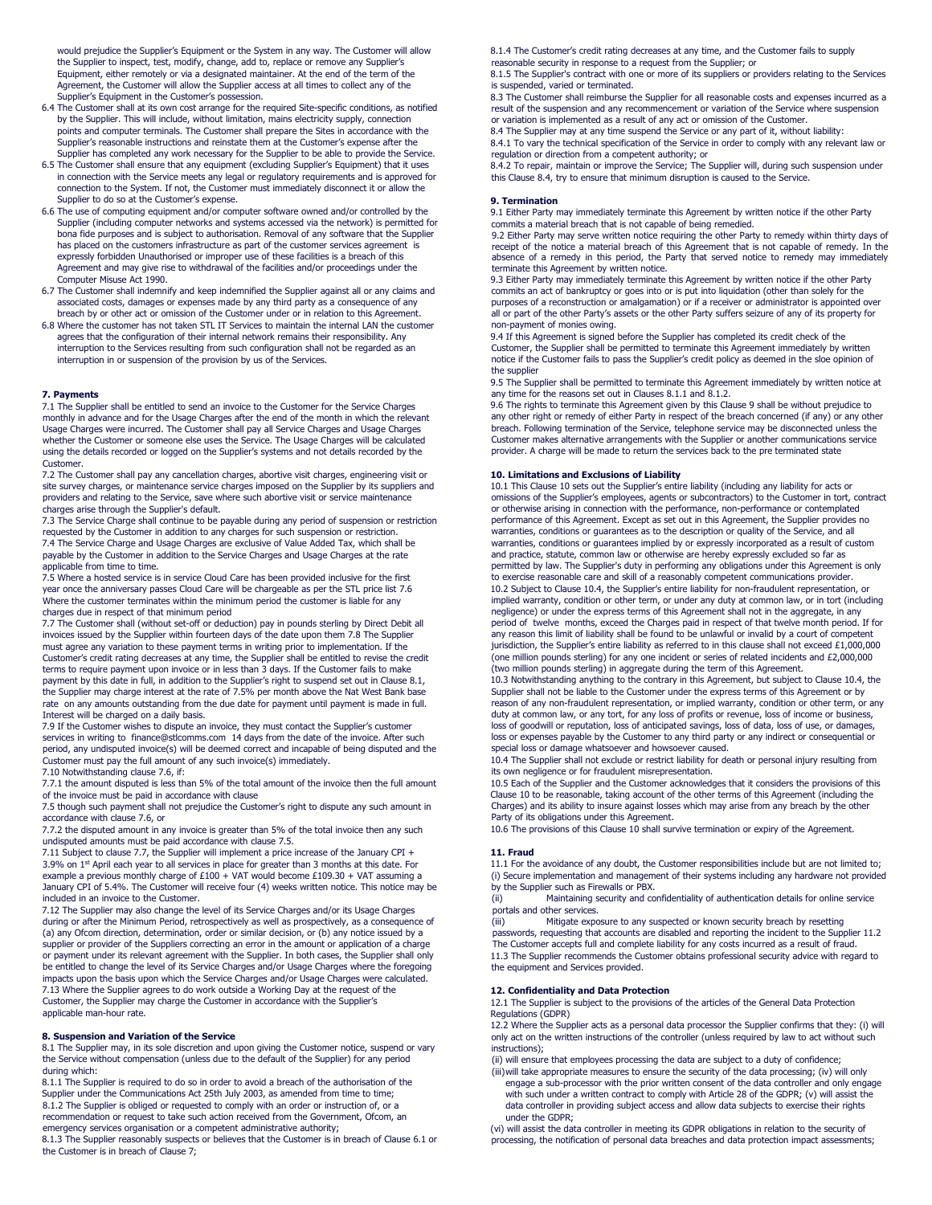would prejudice the Supplier's Equipment or the System in any way. The Customer will allow the Supplier to inspect, test, modify, change, add to, replace or remove any Supplier's Equipment, either remotely or via a designated maintainer. At the end of the term of the Agreement, the Customer will allow the Supplier access at all times to collect any of the Supplier's Equipment in the Customer's possession.

6.4 The Customer shall at its own cost arrange for the required Site-specific conditions, as notified by the Supplier. This will include, without limitation, mains electricity supply, connection points and computer terminals. The Customer shall prepare the Sites in accordance with the Supplier's reasonable instructions and reinstate them at the Customer's expense after the Supplier has completed any work necessary for the Supplier to be able to provide the Service.

6.5 The Customer shall ensure that any equipment (excluding Supplier's Equipment) that it uses in connection with the Service meets any legal or regulatory requirements and is approved for connection to the System. If not, the Customer must immediately disconnect it or allow the Supplier to do so at the Customer's expense.

6.6 The use of computing equipment and/or computer software owned and/or controlled by the Supplier (including computer networks and systems accessed via the network) is permitted for bona fide purposes and is subject to authorisation. Removal of any software that the Supplier has placed on the customers infrastructure as part of the customer services agreement is expressly forbidden Unauthorised or improper use of these facilities is a breach of this Agreement and may give rise to withdrawal of the facilities and/or proceedings under the Computer Misuse Act 1990.

6.7 The Customer shall indemnify and keep indemnified the Supplier against all or any claims and associated costs, damages or expenses made by any third party as a consequence of any breach by or other act or omission of the Customer under or in relation to this Agreement.

6.8 Where the customer has not taken STL IT Services to maintain the internal LAN the customer agrees that the configuration of their internal network remains their responsibility. Any interruption to the Services resulting from such configuration shall not be regarded as an interruption in or suspension of the provision by us of the Services.

**7. Payments**

7.1 The Supplier shall be entitled to send an invoice to the Customer for the Service Charges monthly in advance and for the Usage Charges after the end of the month in which the relevant Usage Charges were incurred. The Customer shall pay all Service Charges and Usage Charges whether the Customer or someone else uses the Service. The Usage Charges will be calculated using the details recorded or logged on the Supplier's systems and not details recorded by the Customer.

7.2 The Customer shall pay any cancellation charges, abortive visit charges, engineering visit or site survey charges, or maintenance service charges imposed on the Supplier by its suppliers and providers and relating to the Service, save where such abortive visit or service maintenance charges arise through the Supplier's default.

7.3 The Service Charge shall continue to be payable during any period of suspension or restriction requested by the Customer in addition to any charges for such suspension or restriction.

7.4 The Service Charge and Usage Charges are exclusive of Value Added Tax, which shall be payable by the Customer in addition to the Service Charges and Usage Charges at the rate applicable from time to time.

7.5 Where a hosted service is in service Cloud Care has been provided inclusive for the first year once the anniversary passes Cloud Care will be chargeable as per the STL price list 7.6 Where the customer terminates within the minimum period the customer is liable for any charges due in respect of that minimum period

7.7 The Customer shall (without set-off or deduction) pay in pounds sterling by Direct Debit all invoices issued by the Supplier within fourteen days of the date upon them 7.8 The Supplier must agree any variation to these payment terms in writing prior to implementation. If the Customer's credit rating decreases at any time, the Supplier shall be entitled to revise the credit terms to require payment upon invoice or in less than 3 days. If the Customer fails to make payment by this date in full, in addition to the Supplier's right to suspend set out in Clause 8.1, the Supplier may charge interest at the rate of 7.5% per month above the Nat West Bank base rate on any amounts outstanding from the due date for payment until payment is made in full. Interest will be charged on a daily basis.

7.9 If the Customer wishes to dispute an invoice, they must contact the Supplier's customer services in writing to finance@stlcomms.com 14 days from the date of the invoice. After such period, any undisputed invoice(s) will be deemed correct and incapable of being disputed and the Customer must pay the full amount of any such invoice(s) immediately.

7.10 Notwithstanding clause 7.6, if:

7.7.1 the amount disputed is less than 5% of the total amount of the invoice then the full amount of the invoice must be paid in accordance with clause

7.5 though such payment shall not prejudice the Customer's right to dispute any such amount in accordance with clause 7.6, or

7.7.2 the disputed amount in any invoice is greater than 5% of the total invoice then any such undisputed amounts must be paid accordance with clause 7.5.

7.11 Subject to clause 7.7, the Supplier will implement a price increase of the January CPI + 3.9% on 1st April each year to all services in place for greater than 3 months at this date. For example a previous monthly charge of £100 + VAT would become £109.30 + VAT assuming a January CPI of 5.4%. The Customer will receive four (4) weeks written notice. This notice may be included in an invoice to the Customer.

7.12 The Supplier may also change the level of its Service Charges and/or its Usage Charges during or after the Minimum Period, retrospectively as well as prospectively, as a consequence of (a) any Ofcom direction, determination, order or similar decision, or (b) any notice issued by a supplier or provider of the Suppliers correcting an error in the amount or application of a charge or payment under its relevant agreement with the Supplier. In both cases, the Supplier shall only be entitled to change the level of its Service Charges and/or Usage Charges where the foregoing impacts upon the basis upon which the Service Charges and/or Usage Charges were calculated.

7.13 Where the Supplier agrees to do work outside a Working Day at the request of the Customer, the Supplier may charge the Customer in accordance with the Supplier's applicable man-hour rate.

**8. Suspension and Variation of the Service**

8.1 The Supplier may, in its sole discretion and upon giving the Customer notice, suspend or vary the Service without compensation (unless due to the default of the Supplier) for any period during which:

8.1.1 The Supplier is required to do so in order to avoid a breach of the authorisation of the Supplier under the Communications Act 25th July 2003, as amended from time to time;

8.1.2 The Supplier is obliged or requested to comply with an order or instruction of, or a recommendation or request to take such action received from the Government, Ofcom, an emergency services organisation or a competent administrative authority;

8.1.3 The Supplier reasonably suspects or believes that the Customer is in breach of Clause 6.1 or the Customer is in breach of Clause 7;

8.1.4 The Customer's credit rating decreases at any time, and the Customer fails to supply reasonable security in response to a request from the Supplier; or

8.1.5 The Supplier's contract with one or more of its suppliers or providers relating to the Services is suspended, varied or terminated.

8.3 The Customer shall reimburse the Supplier for all reasonable costs and expenses incurred as a result of the suspension and any recommencement or variation of the Service where suspension or variation is implemented as a result of any act or omission of the Customer.

8.4 The Supplier may at any time suspend the Service or any part of it, without liability:

8.4.1 To vary the technical specification of the Service in order to comply with any relevant law or regulation or direction from a competent authority; or

8.4.2 To repair, maintain or improve the Service; The Supplier will, during such suspension under this Clause 8.4, try to ensure that minimum disruption is caused to the Service.

**9. Termination**

9.1 Either Party may immediately terminate this Agreement by written notice if the other Party commits a material breach that is not capable of being remedied.

9.2 Either Party may serve written notice requiring the other Party to remedy within thirty days of receipt of the notice a material breach of this Agreement that is not capable of remedy. In the absence of a remedy in this period, the Party that served notice to remedy may immediately terminate this Agreement by written notice.

9.3 Either Party may immediately terminate this Agreement by written notice if the other Party commits an act of bankruptcy or goes into or is put into liquidation (other than solely for the purposes of a reconstruction or amalgamation) or if a receiver or administrator is appointed over all or part of the other Party's assets or the other Party suffers seizure of any of its property for non-payment of monies owing.

9.4 If this Agreement is signed before the Supplier has completed its credit check of the Customer, the Supplier shall be permitted to terminate this Agreement immediately by written notice if the Customer fails to pass the Supplier's credit policy as deemed in the sloe opinion of the supplier

9.5 The Supplier shall be permitted to terminate this Agreement immediately by written notice at any time for the reasons set out in Clauses 8.1.1 and 8.1.2.

9.6 The rights to terminate this Agreement given by this Clause 9 shall be without prejudice to any other right or remedy of either Party in respect of the breach concerned (if any) or any other breach. Following termination of the Service, telephone service may be disconnected unless the Customer makes alternative arrangements with the Supplier or another communications service provider. A charge will be made to return the services back to the pre terminated state

**10. Limitations and Exclusions of Liability**

10.1 This Clause 10 sets out the Supplier's entire liability (including any liability for acts or omissions of the Supplier's employees, agents or subcontractors) to the Customer in tort, contract or otherwise arising in connection with the performance, non-performance or contemplated performance of this Agreement. Except as set out in this Agreement, the Supplier provides no warranties, conditions or guarantees as to the description or quality of the Service, and all warranties, conditions or guarantees implied by or expressly incorporated as a result of custom and practice, statute, common law or otherwise are hereby expressly excluded so far as permitted by law. The Supplier's duty in performing any obligations under this Agreement is only to exercise reasonable care and skill of a reasonably competent communications provider.

10.2 Subject to Clause 10.4, the Supplier's entire liability for non-fraudulent representation, or implied warranty, condition or other term, or under any duty at common law, or in tort (including negligence) or under the express terms of this Agreement shall not in the aggregate, in any period of twelve months, exceed the Charges paid in respect of that twelve month period. If for any reason this limit of liability shall be found to be unlawful or invalid by a court of competent jurisdiction, the Supplier's entire liability as referred to in this clause shall not exceed £1,000,000 (one million pounds sterling) for any one incident or series of related incidents and £2,000,000 (two million pounds sterling) in aggregate during the term of this Agreement.

10.3 Notwithstanding anything to the contrary in this Agreement, but subject to Clause 10.4, the Supplier shall not be liable to the Customer under the express terms of this Agreement or by reason of any non-fraudulent representation, or implied warranty, condition or other term, or any duty at common law, or any tort, for any loss of profits or revenue, loss of income or business, loss of goodwill or reputation, loss of anticipated savings, loss of data, loss of use, or damages, loss or expenses payable by the Customer to any third party or any indirect or consequential or special loss or damage whatsoever and howsoever caused.

10.4 The Supplier shall not exclude or restrict liability for death or personal injury resulting from its own negligence or for fraudulent misrepresentation.

10.5 Each of the Supplier and the Customer acknowledges that it considers the provisions of this Clause 10 to be reasonable, taking account of the other terms of this Agreement (including the Charges) and its ability to insure against losses which may arise from any breach by the other Party of its obligations under this Agreement.

10.6 The provisions of this Clause 10 shall survive termination or expiry of the Agreement.

**11. Fraud**

11.1 For the avoidance of any doubt, the Customer responsibilities include but are not limited to;
(i) Secure implementation and management of their systems including any hardware not provided by the Supplier such as Firewalls or PBX.
(ii) Maintaining security and confidentiality of authentication details for online service portals and other services.
(iii) Mitigate exposure to any suspected or known security breach by resetting passwords, requesting that accounts are disabled and reporting the incident to the Supplier 11.2 The Customer accepts full and complete liability for any costs incurred as a result of fraud.

11.3 The Supplier recommends the Customer obtains professional security advice with regard to the equipment and Services provided.

**12. Confidentiality and Data Protection**

12.1 The Supplier is subject to the provisions of the articles of the General Data Protection Regulations (GDPR)

12.2 Where the Supplier acts as a personal data processor the Supplier confirms that they: (i) will only act on the written instructions of the controller (unless required by law to act without such instructions);
(ii) will ensure that employees processing the data are subject to a duty of confidence;
(iii) will take appropriate measures to ensure the security of the data processing; (iv) will only engage a sub-processor with the prior written consent of the data controller and only engage with such under a written contract to comply with Article 28 of the GDPR; (v) will assist the data controller in providing subject access and allow data subjects to exercise their rights under the GDPR;
(vi) will assist the data controller in meeting its GDPR obligations in relation to the security of processing, the notification of personal data breaches and data protection impact assessments;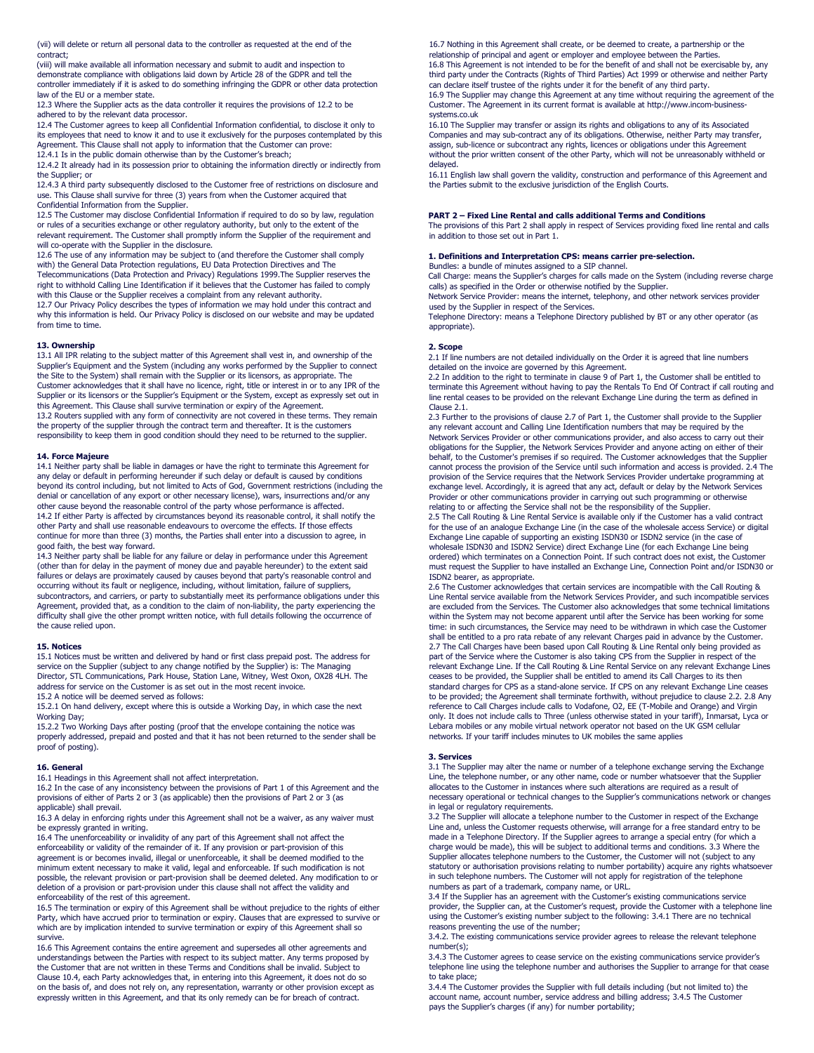(vii) will delete or return all personal data to the controller as requested at the end of the contract;

(viii) will make available all information necessary and submit to audit and inspection to demonstrate compliance with obligations laid down by Article 28 of the GDPR and tell the controller immediately if it is asked to do something infringing the GDPR or other data protection law of the EU or a member state.

12.3 Where the Supplier acts as the data controller it requires the provisions of 12.2 to be adhered to by the relevant data processor.

12.4 The Customer agrees to keep all Confidential Information confidential, to disclose it only to its employees that need to know it and to use it exclusively for the purposes contemplated by this Agreement. This Clause shall not apply to information that the Customer can prove:

12.4.1 Is in the public domain otherwise than by the Customer's breach;

12.4.2 It already had in its possession prior to obtaining the information directly or indirectly from the Supplier; or

12.4.3 A third party subsequently disclosed to the Customer free of restrictions on disclosure and use. This Clause shall survive for three (3) years from when the Customer acquired that Confidential Information from the Supplier.

12.5 The Customer may disclose Confidential Information if required to do so by law, regulation or rules of a securities exchange or other regulatory authority, but only to the extent of the relevant requirement. The Customer shall promptly inform the Supplier of the requirement and will co-operate with the Supplier in the disclosure.

12.6 The use of any information may be subject to (and therefore the Customer shall comply with) the General Data Protection regulations, EU Data Protection Directives and The Telecommunications (Data Protection and Privacy) Regulations 1999.The Supplier reserves the right to withhold Calling Line Identification if it believes that the Customer has failed to comply with this Clause or the Supplier receives a complaint from any relevant authority.

12.7 Our Privacy Policy describes the types of information we may hold under this contract and why this information is held. Our Privacy Policy is disclosed on our website and may be updated from time to time.

**13. Ownership**

13.1 All IPR relating to the subject matter of this Agreement shall vest in, and ownership of the Supplier's Equipment and the System (including any works performed by the Supplier to connect the Site to the System) shall remain with the Supplier or its licensors, as appropriate. The Customer acknowledges that it shall have no licence, right, title or interest in or to any IPR of the Supplier or its licensors or the Supplier's Equipment or the System, except as expressly set out in this Agreement. This Clause shall survive termination or expiry of the Agreement.

13.2 Routers supplied with any form of connectivity are not covered in these terms. They remain the property of the supplier through the contract term and thereafter. It is the customers responsibility to keep them in good condition should they need to be returned to the supplier.

**14. Force Majeure**

14.1 Neither party shall be liable in damages or have the right to terminate this Agreement for any delay or default in performing hereunder if such delay or default is caused by conditions beyond its control including, but not limited to Acts of God, Government restrictions (including the denial or cancellation of any export or other necessary license), wars, insurrections and/or any other cause beyond the reasonable control of the party whose performance is affected.

14.2 If either Party is affected by circumstances beyond its reasonable control, it shall notify the other Party and shall use reasonable endeavours to overcome the effects. If those effects continue for more than three (3) months, the Parties shall enter into a discussion to agree, in good faith, the best way forward.

14.3 Neither party shall be liable for any failure or delay in performance under this Agreement (other than for delay in the payment of money due and payable hereunder) to the extent said failures or delays are proximately caused by causes beyond that party's reasonable control and occurring without its fault or negligence, including, without limitation, failure of suppliers, subcontractors, and carriers, or party to substantially meet its performance obligations under this Agreement, provided that, as a condition to the claim of non-liability, the party experiencing the difficulty shall give the other prompt written notice, with full details following the occurrence of the cause relied upon.

**15. Notices**

15.1 Notices must be written and delivered by hand or first class prepaid post. The address for service on the Supplier (subject to any change notified by the Supplier) is: The Managing Director, STL Communications, Park House, Station Lane, Witney, West Oxon, OX28 4LH. The address for service on the Customer is as set out in the most recent invoice.

15.2 A notice will be deemed served as follows:

15.2.1 On hand delivery, except where this is outside a Working Day, in which case the next Working Day;

15.2.2 Two Working Days after posting (proof that the envelope containing the notice was properly addressed, prepaid and posted and that it has not been returned to the sender shall be proof of posting).

**16. General**

16.1 Headings in this Agreement shall not affect interpretation.

16.2 In the case of any inconsistency between the provisions of Part 1 of this Agreement and the provisions of either of Parts 2 or 3 (as applicable) then the provisions of Part 2 or 3 (as applicable) shall prevail.

16.3 A delay in enforcing rights under this Agreement shall not be a waiver, as any waiver must be expressly granted in writing.

16.4 The unenforceability or invalidity of any part of this Agreement shall not affect the enforceability or validity of the remainder of it. If any provision or part-provision of this agreement is or becomes invalid, illegal or unenforceable, it shall be deemed modified to the minimum extent necessary to make it valid, legal and enforceable. If such modification is not possible, the relevant provision or part-provision shall be deemed deleted. Any modification to or deletion of a provision or part-provision under this clause shall not affect the validity and enforceability of the rest of this agreement.

16.5 The termination or expiry of this Agreement shall be without prejudice to the rights of either Party, which have accrued prior to termination or expiry. Clauses that are expressed to survive or which are by implication intended to survive termination or expiry of this Agreement shall so survive.

16.6 This Agreement contains the entire agreement and supersedes all other agreements and understandings between the Parties with respect to its subject matter. Any terms proposed by the Customer that are not written in these Terms and Conditions shall be invalid. Subject to Clause 10.4, each Party acknowledges that, in entering into this Agreement, it does not do so on the basis of, and does not rely on, any representation, warranty or other provision except as expressly written in this Agreement, and that its only remedy can be for breach of contract.

16.7 Nothing in this Agreement shall create, or be deemed to create, a partnership or the relationship of principal and agent or employer and employee between the Parties.

16.8 This Agreement is not intended to be for the benefit of and shall not be exercisable by, any third party under the Contracts (Rights of Third Parties) Act 1999 or otherwise and neither Party can declare itself trustee of the rights under it for the benefit of any third party.

16.9 The Supplier may change this Agreement at any time without requiring the agreement of the Customer. The Agreement in its current format is available at http://www.incom-business-systems.co.uk

16.10 The Supplier may transfer or assign its rights and obligations to any of its Associated Companies and may sub-contract any of its obligations. Otherwise, neither Party may transfer, assign, sub-licence or subcontract any rights, licences or obligations under this Agreement without the prior written consent of the other Party, which will not be unreasonably withheld or delayed.

16.11 English law shall govern the validity, construction and performance of this Agreement and the Parties submit to the exclusive jurisdiction of the English Courts.

**PART 2 – Fixed Line Rental and calls additional Terms and Conditions**

The provisions of this Part 2 shall apply in respect of Services providing fixed line rental and calls in addition to those set out in Part 1.

**1. Definitions and Interpretation CPS: means carrier pre-selection.**

Bundles: a bundle of minutes assigned to a SIP channel.

Call Charge: means the Supplier's charges for calls made on the System (including reverse charge calls) as specified in the Order or otherwise notified by the Supplier.

Network Service Provider: means the internet, telephony, and other network services provider used by the Supplier in respect of the Services.

Telephone Directory: means a Telephone Directory published by BT or any other operator (as appropriate).

**2. Scope**

2.1 If line numbers are not detailed individually on the Order it is agreed that line numbers detailed on the invoice are governed by this Agreement.

2.2 In addition to the right to terminate in clause 9 of Part 1, the Customer shall be entitled to terminate this Agreement without having to pay the Rentals To End Of Contract if call routing and line rental ceases to be provided on the relevant Exchange Line during the term as defined in Clause 2.1.

2.3 Further to the provisions of clause 2.7 of Part 1, the Customer shall provide to the Supplier any relevant account and Calling Line Identification numbers that may be required by the Network Services Provider or other communications provider, and also access to carry out their obligations for the Supplier, the Network Services Provider and anyone acting on either of their behalf, to the Customer's premises if so required. The Customer acknowledges that the Supplier cannot process the provision of the Service until such information and access is provided. 2.4 The provision of the Service requires that the Network Services Provider undertake programming at exchange level. Accordingly, it is agreed that any act, default or delay by the Network Services Provider or other communications provider in carrying out such programming or otherwise relating to or affecting the Service shall not be the responsibility of the Supplier.

2.5 The Call Routing & Line Rental Service is available only if the Customer has a valid contract for the use of an analogue Exchange Line (in the case of the wholesale access Service) or digital Exchange Line capable of supporting an existing ISDN30 or ISDN2 service (in the case of wholesale ISDN30 and ISDN2 Service) direct Exchange Line (for each Exchange Line being ordered) which terminates on a Connection Point. If such contract does not exist, the Customer must request the Supplier to have installed an Exchange Line, Connection Point and/or ISDN30 or ISDN2 bearer, as appropriate.

2.6 The Customer acknowledges that certain services are incompatible with the Call Routing & Line Rental service available from the Network Services Provider, and such incompatible services are excluded from the Services. The Customer also acknowledges that some technical limitations within the System may not become apparent until after the Service has been working for some time: in such circumstances, the Service may need to be withdrawn in which case the Customer shall be entitled to a pro rata rebate of any relevant Charges paid in advance by the Customer.

2.7 The Call Charges have been based upon Call Routing & Line Rental only being provided as part of the Service where the Customer is also taking CPS from the Supplier in respect of the relevant Exchange Line. If the Call Routing & Line Rental Service on any relevant Exchange Lines ceases to be provided, the Supplier shall be entitled to amend its Call Charges to its then standard charges for CPS as a stand-alone service. If CPS on any relevant Exchange Line ceases to be provided; the Agreement shall terminate forthwith, without prejudice to clause 2.2. 2.8 Any reference to Call Charges include calls to Vodafone, O2, EE (T-Mobile and Orange) and Virgin only. It does not include calls to Three (unless otherwise stated in your tariff), Inmarsat, Lyca or Lebara mobiles or any mobile virtual network operator not based on the UK GSM cellular networks. If your tariff includes minutes to UK mobiles the same applies

**3. Services**

3.1 The Supplier may alter the name or number of a telephone exchange serving the Exchange Line, the telephone number, or any other name, code or number whatsoever that the Supplier allocates to the Customer in instances where such alterations are required as a result of necessary operational or technical changes to the Supplier's communications network or changes in legal or regulatory requirements.

3.2 The Supplier will allocate a telephone number to the Customer in respect of the Exchange Line and, unless the Customer requests otherwise, will arrange for a free standard entry to be made in a Telephone Directory. If the Supplier agrees to arrange a special entry (for which a charge would be made), this will be subject to additional terms and conditions. 3.3 Where the Supplier allocates telephone numbers to the Customer, the Customer will not (subject to any statutory or authorisation provisions relating to number portability) acquire any rights whatsoever in such telephone numbers. The Customer will not apply for registration of the telephone numbers as part of a trademark, company name, or URL.

3.4 If the Supplier has an agreement with the Customer's existing communications service provider, the Supplier can, at the Customer's request, provide the Customer with a telephone line using the Customer's existing number subject to the following: 3.4.1 There are no technical reasons preventing the use of the number;

3.4.2. The existing communications service provider agrees to release the relevant telephone number(s);

3.4.3 The Customer agrees to cease service on the existing communications service provider's telephone line using the telephone number and authorises the Supplier to arrange for that cease to take place;

3.4.4 The Customer provides the Supplier with full details including (but not limited to) the account name, account number, service address and billing address; 3.4.5 The Customer pays the Supplier's charges (if any) for number portability;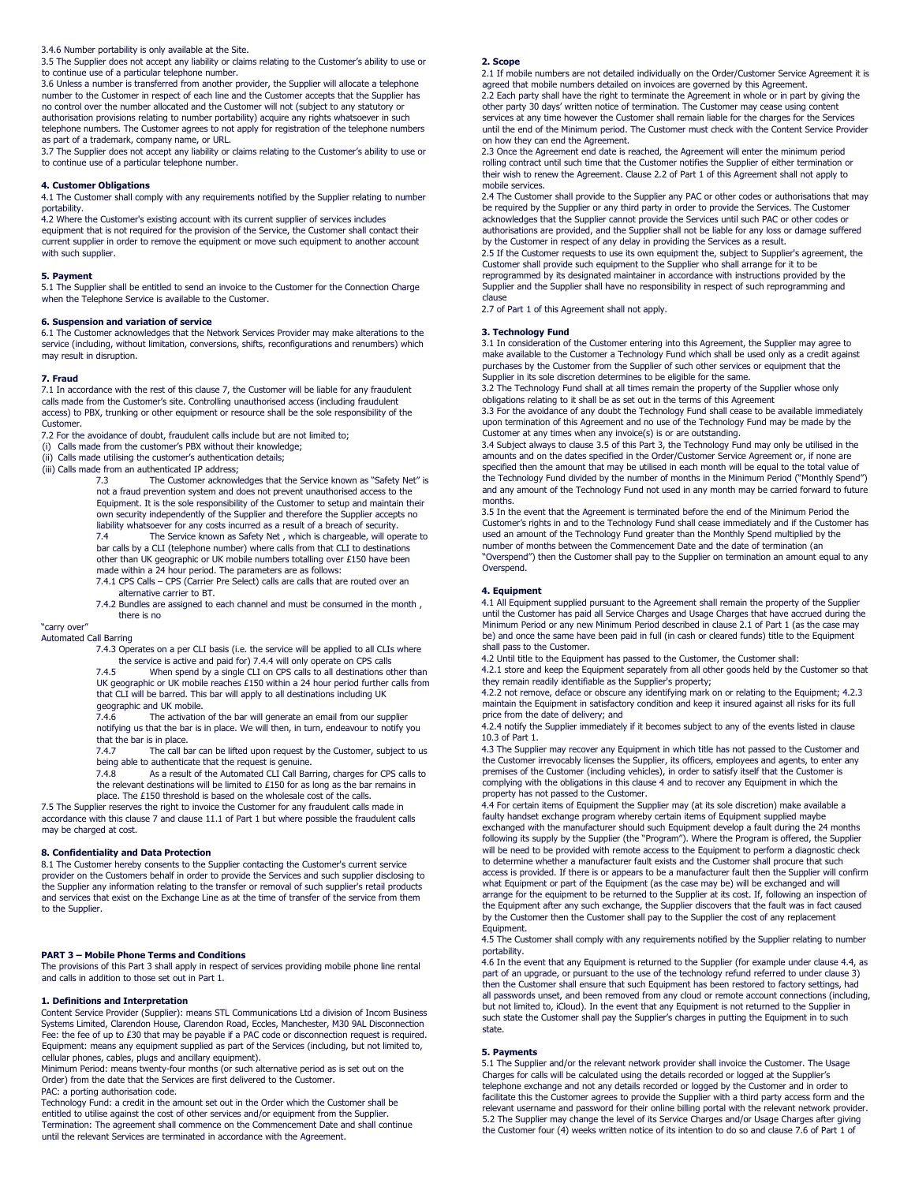3.4.6 Number portability is only available at the Site.

3.5 The Supplier does not accept any liability or claims relating to the Customer's ability to use or to continue use of a particular telephone number.

3.6 Unless a number is transferred from another provider, the Supplier will allocate a telephone number to the Customer in respect of each line and the Customer accepts that the Supplier has no control over the number allocated and the Customer will not (subject to any statutory or authorisation provisions relating to number portability) acquire any rights whatsoever in such telephone numbers. The Customer agrees to not apply for registration of the telephone numbers as part of a trademark, company name, or URL.

3.7 The Supplier does not accept any liability or claims relating to the Customer's ability to use or to continue use of a particular telephone number.

**4. Customer Obligations**

4.1 The Customer shall comply with any requirements notified by the Supplier relating to number portability.

4.2 Where the Customer's existing account with its current supplier of services includes equipment that is not required for the provision of the Service, the Customer shall contact their current supplier in order to remove the equipment or move such equipment to another account with such supplier.

**5. Payment**

5.1 The Supplier shall be entitled to send an invoice to the Customer for the Connection Charge when the Telephone Service is available to the Customer.

**6. Suspension and variation of service**

6.1 The Customer acknowledges that the Network Services Provider may make alterations to the service (including, without limitation, conversions, shifts, reconfigurations and renumbers) which may result in disruption.

**7. Fraud**

7.1 In accordance with the rest of this clause 7, the Customer will be liable for any fraudulent calls made from the Customer's site. Controlling unauthorised access (including fraudulent access) to PBX, trunking or other equipment or resource shall be the sole responsibility of the Customer.

7.2 For the avoidance of doubt, fraudulent calls include but are not limited to;

(i) Calls made from the customer's PBX without their knowledge;
(ii) Calls made utilising the customer's authentication details;
(iii) Calls made from an authenticated IP address;

7.3 The Customer acknowledges that the Service known as "Safety Net" is not a fraud prevention system and does not prevent unauthorised access to the Equipment. It is the sole responsibility of the Customer to setup and maintain their own security independently of the Supplier and therefore the Supplier accepts no liability whatsoever for any costs incurred as a result of a breach of security.

7.4 The Service known as Safety Net , which is chargeable, will operate to bar calls by a CLI (telephone number) where calls from that CLI to destinations other than UK geographic or UK mobile numbers totalling over £150 have been made within a 24 hour period. The parameters are as follows:

7.4.1 CPS Calls – CPS (Carrier Pre Select) calls are calls that are routed over an alternative carrier to BT.

7.4.2 Bundles are assigned to each channel and must be consumed in the month , there is no "carry over"

Automated Call Barring

7.4.3 Operates on a per CLI basis (i.e. the service will be applied to all CLIs where the service is active and paid for) 7.4.4 will only operate on CPS calls

7.4.5 When spend by a single CLI on CPS calls to all destinations other than UK geographic or UK mobile reaches £150 within a 24 hour period further calls from that CLI will be barred. This bar will apply to all destinations including UK geographic and UK mobile.

7.4.6 The activation of the bar will generate an email from our supplier notifying us that the bar is in place. We will then, in turn, endeavour to notify you that the bar is in place.

7.4.7 The call bar can be lifted upon request by the Customer, subject to us being able to authenticate that the request is genuine.

7.4.8 As a result of the Automated CLI Call Barring, charges for CPS calls to the relevant destinations will be limited to £150 for as long as the bar remains in place. The £150 threshold is based on the wholesale cost of the calls.

7.5 The Supplier reserves the right to invoice the Customer for any fraudulent calls made in accordance with this clause 7 and clause 11.1 of Part 1 but where possible the fraudulent calls may be charged at cost.

**8. Confidentiality and Data Protection**

8.1 The Customer hereby consents to the Supplier contacting the Customer's current service provider on the Customers behalf in order to provide the Services and such supplier disclosing to the Supplier any information relating to the transfer or removal of such supplier's retail products and services that exist on the Exchange Line as at the time of transfer of the service from them to the Supplier.

## PART 3 – Mobile Phone Terms and Conditions

The provisions of this Part 3 shall apply in respect of services providing mobile phone line rental and calls in addition to those set out in Part 1.

**1. Definitions and Interpretation**

Content Service Provider (Supplier): means STL Communications Ltd a division of Incom Business Systems Limited, Clarendon House, Clarendon Road, Eccles, Manchester, M30 9AL Disconnection Fee: the fee of up to £30 that may be payable if a PAC code or disconnection request is required.

Equipment: means any equipment supplied as part of the Services (including, but not limited to, cellular phones, cables, plugs and ancillary equipment).

Minimum Period: means twenty-four months (or such alternative period as is set out on the Order) from the date that the Services are first delivered to the Customer.

PAC: a porting authorisation code.

Technology Fund: a credit in the amount set out in the Order which the Customer shall be entitled to utilise against the cost of other services and/or equipment from the Supplier.

Termination: The agreement shall commence on the Commencement Date and shall continue until the relevant Services are terminated in accordance with the Agreement.

**2. Scope**

2.1 If mobile numbers are not detailed individually on the Order/Customer Service Agreement it is agreed that mobile numbers detailed on invoices are governed by this Agreement.

2.2 Each party shall have the right to terminate the Agreement in whole or in part by giving the other party 30 days' written notice of termination. The Customer may cease using content services at any time however the Customer shall remain liable for the charges for the Services until the end of the Minimum period. The Customer must check with the Content Service Provider on how they can end the Agreement.

2.3 Once the Agreement end date is reached, the Agreement will enter the minimum period rolling contract until such time that the Customer notifies the Supplier of either termination or their wish to renew the Agreement. Clause 2.2 of Part 1 of this Agreement shall not apply to mobile services.

2.4 The Customer shall provide to the Supplier any PAC or other codes or authorisations that may be required by the Supplier or any third party in order to provide the Services. The Customer acknowledges that the Supplier cannot provide the Services until such PAC or other codes or authorisations are provided, and the Supplier shall not be liable for any loss or damage suffered by the Customer in respect of any delay in providing the Services as a result.

2.5 If the Customer requests to use its own equipment the, subject to Supplier's agreement, the Customer shall provide such equipment to the Supplier who shall arrange for it to be reprogrammed by its designated maintainer in accordance with instructions provided by the Supplier and the Supplier shall have no responsibility in respect of such reprogramming and clause 2.7 of Part 1 of this Agreement shall not apply.

**3. Technology Fund**

3.1 In consideration of the Customer entering into this Agreement, the Supplier may agree to make available to the Customer a Technology Fund which shall be used only as a credit against purchases by the Customer from the Supplier of such other services or equipment that the Supplier in its sole discretion determines to be eligible for the same.

3.2 The Technology Fund shall at all times remain the property of the Supplier whose only obligations relating to it shall be as set out in the terms of this Agreement

3.3 For the avoidance of any doubt the Technology Fund shall cease to be available immediately upon termination of this Agreement and no use of the Technology Fund may be made by the Customer at any times when any invoice(s) is or are outstanding.

3.4 Subject always to clause 3.5 of this Part 3, the Technology Fund may only be utilised in the amounts and on the dates specified in the Order/Customer Service Agreement or, if none are specified then the amount that may be utilised in each month will be equal to the total value of the Technology Fund divided by the number of months in the Minimum Period ("Monthly Spend") and any amount of the Technology Fund not used in any month may be carried forward to future months.

3.5 In the event that the Agreement is terminated before the end of the Minimum Period the Customer's rights in and to the Technology Fund shall cease immediately and if the Customer has used an amount of the Technology Fund greater than the Monthly Spend multiplied by the number of months between the Commencement Date and the date of termination (an "Overspend") then the Customer shall pay to the Supplier on termination an amount equal to any Overspend.

**4. Equipment**

4.1 All Equipment supplied pursuant to the Agreement shall remain the property of the Supplier until the Customer has paid all Service Charges and Usage Charges that have accrued during the Minimum Period or any new Minimum Period described in clause 2.1 of Part 1 (as the case may be) and once the same have been paid in full (in cash or cleared funds) title to the Equipment shall pass to the Customer.

4.2 Until title to the Equipment has passed to the Customer, the Customer shall:

4.2.1 store and keep the Equipment separately from all other goods held by the Customer so that they remain readily identifiable as the Supplier's property;

4.2.2 not remove, deface or obscure any identifying mark on or relating to the Equipment; 4.2.3 maintain the Equipment in satisfactory condition and keep it insured against all risks for its full price from the date of delivery; and

4.2.4 notify the Supplier immediately if it becomes subject to any of the events listed in clause 10.3 of Part 1.

4.3 The Supplier may recover any Equipment in which title has not passed to the Customer and the Customer irrevocably licenses the Supplier, its officers, employees and agents, to enter any premises of the Customer (including vehicles), in order to satisfy itself that the Customer is complying with the obligations in this clause 4 and to recover any Equipment in which the property has not passed to the Customer.

4.4 For certain items of Equipment the Supplier may (at its sole discretion) make available a faulty handset exchange program whereby certain items of Equipment supplied maybe exchanged with the manufacturer should such Equipment develop a fault during the 24 months following its supply by the Supplier (the "Program"). Where the Program is offered, the Supplier will be need to be provided with remote access to the Equipment to perform a diagnostic check to determine whether a manufacturer fault exists and the Customer shall procure that such access is provided. If there is or appears to be a manufacturer fault then the Supplier will confirm what Equipment or part of the Equipment (as the case may be) will be exchanged and will arrange for the equipment to be returned to the Supplier at its cost. If, following an inspection of the Equipment after any such exchange, the Supplier discovers that the fault was in fact caused by the Customer then the Customer shall pay to the Supplier the cost of any replacement Equipment.

4.5 The Customer shall comply with any requirements notified by the Supplier relating to number portability.

4.6 In the event that any Equipment is returned to the Supplier (for example under clause 4.4, as part of an upgrade, or pursuant to the use of the technology refund referred to under clause 3) then the Customer shall ensure that such Equipment has been restored to factory settings, had all passwords unset, and been removed from any cloud or remote account connections (including, but not limited to, iCloud). In the event that any Equipment is not returned to the Supplier in such state the Customer shall pay the Supplier's charges in putting the Equipment in to such state.

**5. Payments**

5.1 The Supplier and/or the relevant network provider shall invoice the Customer. The Usage Charges for calls will be calculated using the details recorded or logged at the Supplier's telephone exchange and not any details recorded or logged by the Customer and in order to facilitate this the Customer agrees to provide the Supplier with a third party access form and the relevant username and password for their online billing portal with the relevant network provider.

5.2 The Supplier may change the level of its Service Charges and/or Usage Charges after giving the Customer four (4) weeks written notice of its intention to do so and clause 7.6 of Part 1 of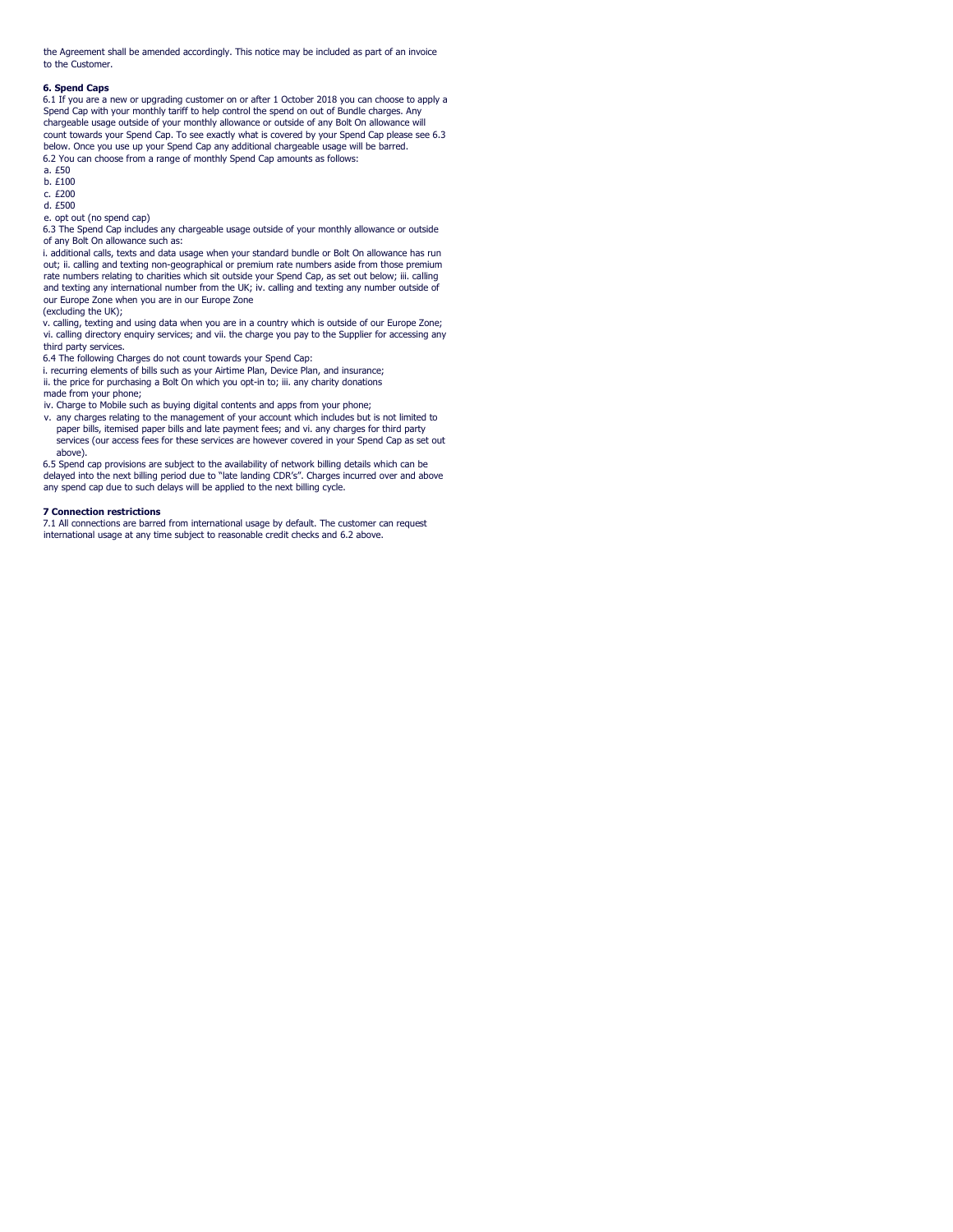the Agreement shall be amended accordingly. This notice may be included as part of an invoice to the Customer.

**6. Spend Caps**

6.1 If you are a new or upgrading customer on or after 1 October 2018 you can choose to apply a Spend Cap with your monthly tariff to help control the spend on out of Bundle charges. Any chargeable usage outside of your monthly allowance or outside of any Bolt On allowance will count towards your Spend Cap. To see exactly what is covered by your Spend Cap please see 6.3 below. Once you use up your Spend Cap any additional chargeable usage will be barred.

6.2 You can choose from a range of monthly Spend Cap amounts as follows:

a. £50
b. £100
c. £200
d. £500
e. opt out (no spend cap)

6.3 The Spend Cap includes any chargeable usage outside of your monthly allowance or outside of any Bolt On allowance such as:

i. additional calls, texts and data usage when your standard bundle or Bolt On allowance has run out; ii. calling and texting non-geographical or premium rate numbers aside from those premium rate numbers relating to charities which sit outside your Spend Cap, as set out below; iii. calling and texting any international number from the UK; iv. calling and texting any number outside of our Europe Zone when you are in our Europe Zone (excluding the UK);

v. calling, texting and using data when you are in a country which is outside of our Europe Zone; vi. calling directory enquiry services; and vii. the charge you pay to the Supplier for accessing any third party services.

6.4 The following Charges do not count towards your Spend Cap:

i. recurring elements of bills such as your Airtime Plan, Device Plan, and insurance;
ii. the price for purchasing a Bolt On which you opt-in to; iii. any charity donations made from your phone;
iv. Charge to Mobile such as buying digital contents and apps from your phone;
v. any charges relating to the management of your account which includes but is not limited to paper bills, itemised paper bills and late payment fees; and vi. any charges for third party services (our access fees for these services are however covered in your Spend Cap as set out above).

6.5 Spend cap provisions are subject to the availability of network billing details which can be delayed into the next billing period due to "late landing CDR's". Charges incurred over and above any spend cap due to such delays will be applied to the next billing cycle.

**7 Connection restrictions**

7.1 All connections are barred from international usage by default. The customer can request international usage at any time subject to reasonable credit checks and 6.2 above.